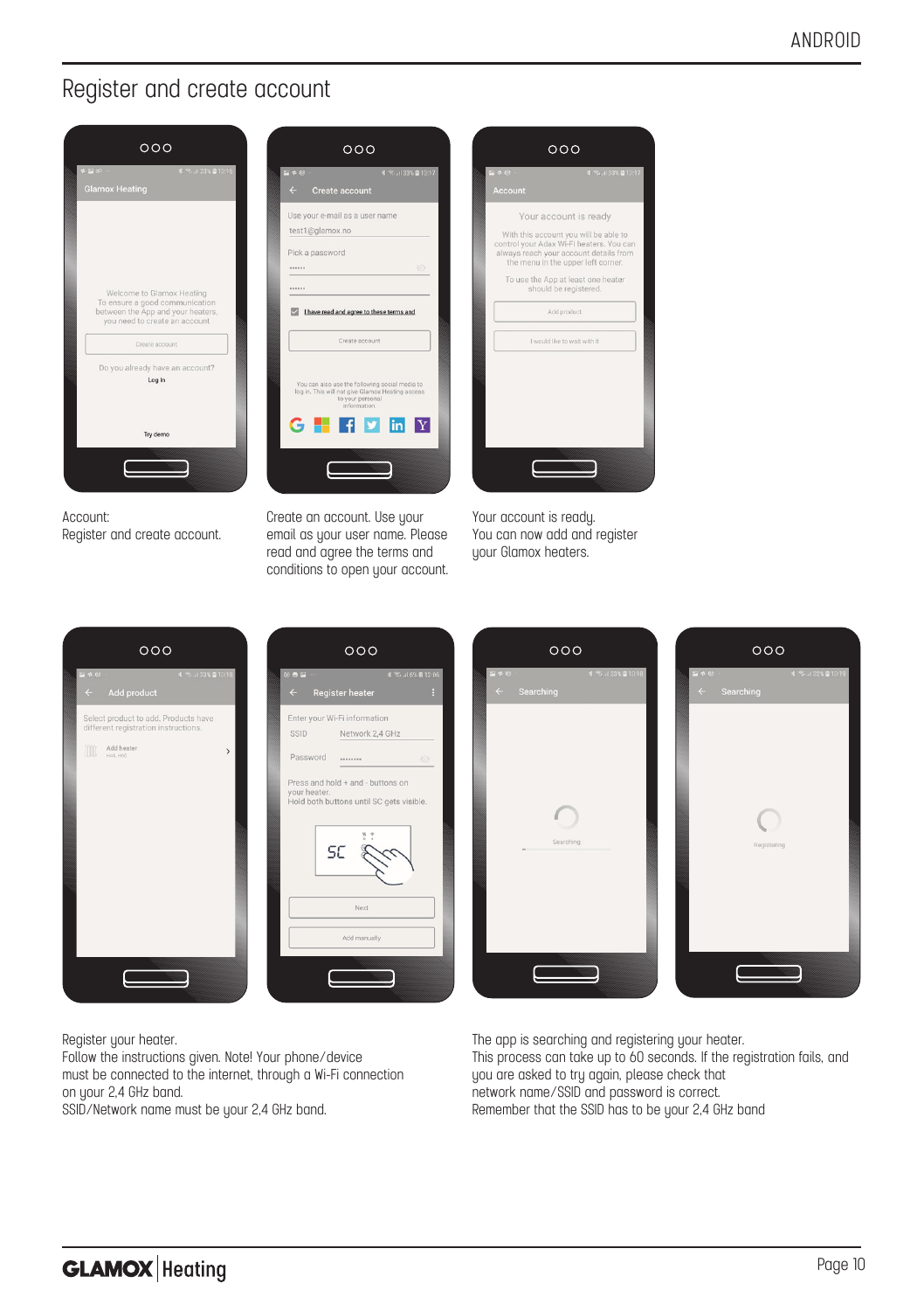# Register and create account

Account:
Register and create account.

Create an account. Use your email as your user name. Please read and agree to the terms and conditions to open your account.

Your account is ready.
You can now add and register your Glamox heaters.

Register your heater.
Follow the instructions given. Note! Your phone/device must be connected to the internet, through a Wi-Fi connection on your 2,4 GHz band.
SSID/Network name must be your 2,4 GHz band.

The app is searching and registering your heater.
This process can take up to 60 seconds. If the registration fails, and you are asked to try again, please check that network name/SSID and password is correct.
Remember that the SSID has to be your 2,4 GHz band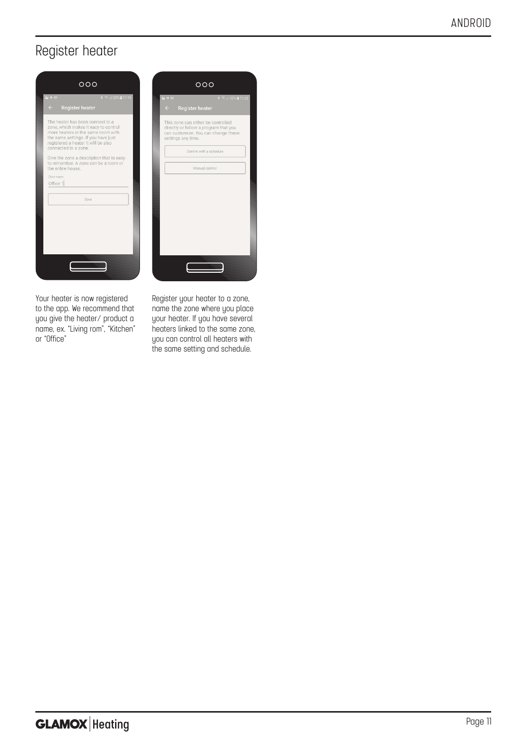# Register heater

Your heater is now registered to the app. We recommend that you give the heater/ product a name, ex. "Living rom", "Kitchen" or "Office"

Register your heater to a zone, name the zone where you place your heater. If you have several heaters linked to the same zone, you can control all heaters with the same setting and schedule.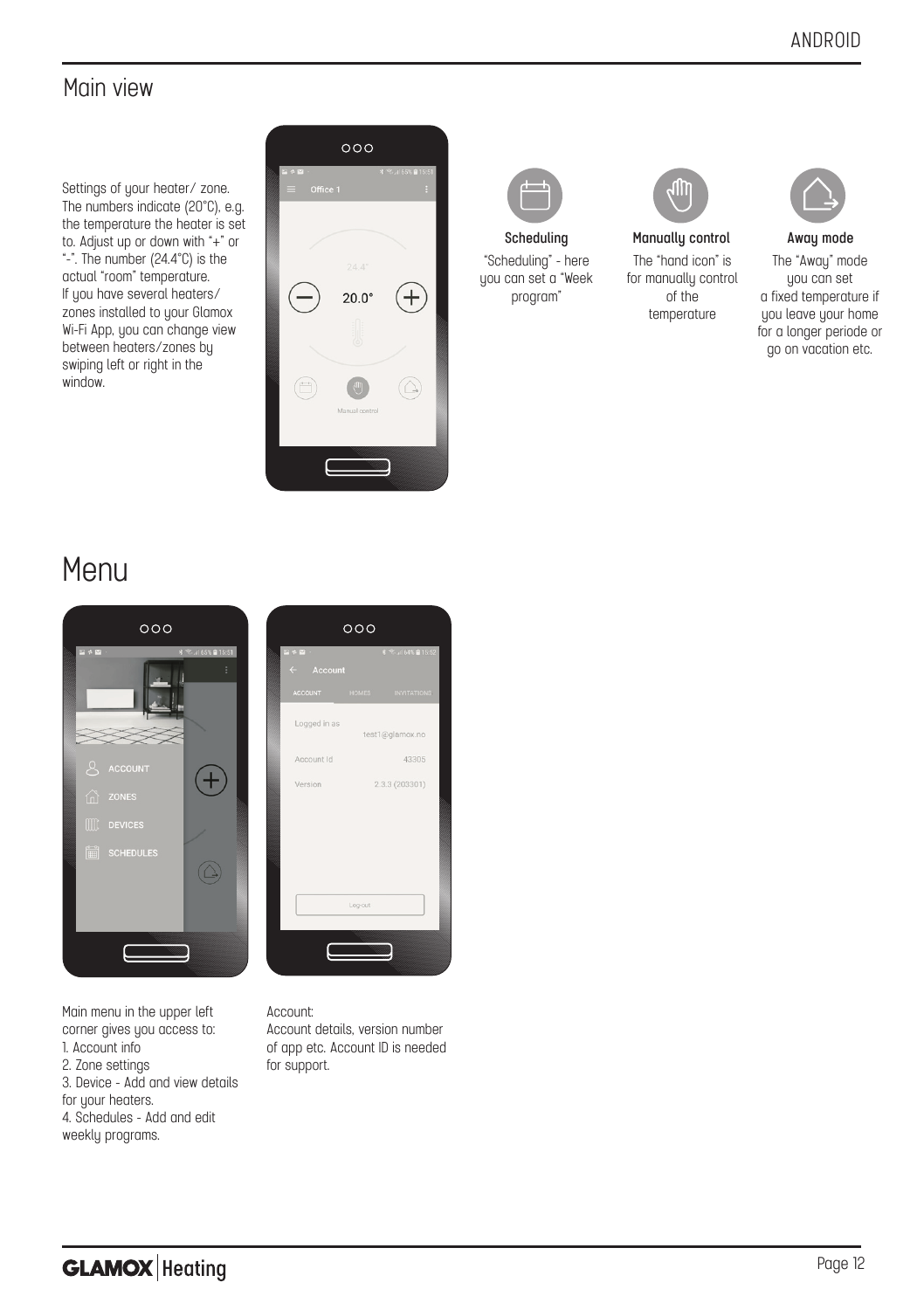## Main view

Settings of your heater/ zone. The numbers indicate (20°C), e.g. the temperature the heater is set to. Adjust up or down with "+" or "-". The number (24.4°C) is the actual "room" temperature. If you have several heaters/ zones installed to your Glamox Wi-Fi App, you can change view between heaters/zones by swiping left or right in the window.

**Scheduling**

"Scheduling" - here you can set a "Week program"

**Manually control**

The "hand icon" is for manually control of the temperature

**Away mode**

The "Away" mode you can set a fixed temperature if you leave your home for a longer periode or go on vacation etc.

# Menu

Main menu in the upper left corner gives you access to:
1. Account info
2. Zone settings
3. Device - Add and view details for your heaters.
4. Schedules - Add and edit weekly programs.

Account:
Account details, version number of app etc. Account ID is needed for support.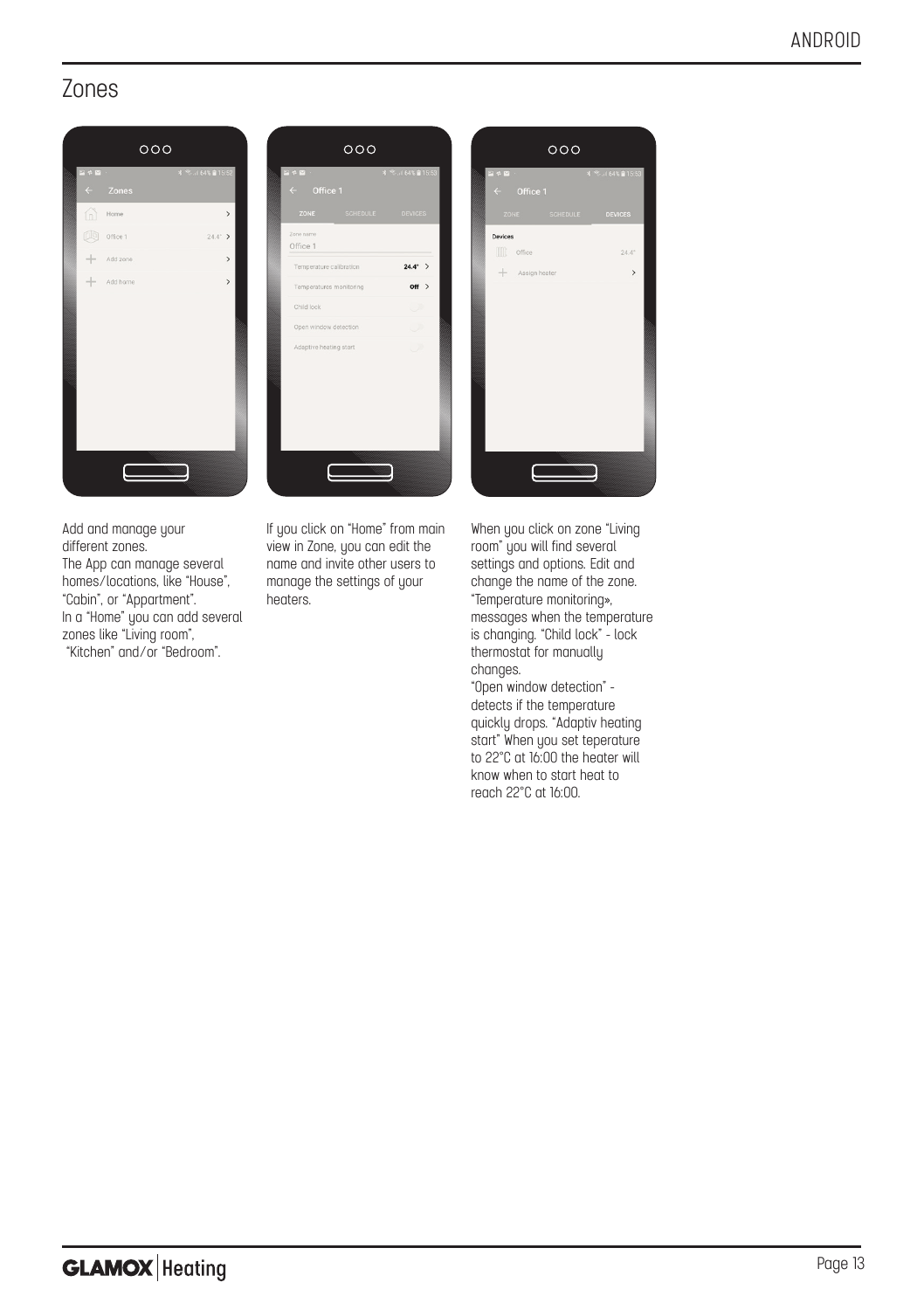# Zones

Add and manage your different zones.
The App can manage several homes/locations, like "House", "Cabin", or "Appartment".
In a "Home" you can add several zones like "Living room", "Kitchen" and/or "Bedroom".

If you click on "Home" from main view in Zone, you can edit the name and invite other users to manage the settings of your heaters.

When you click on zone "Living room" you will find several settings and options. Edit and change the name of the zone. "Temperature monitoring», messages when the temperature is changing. "Child lock" - lock thermostat for manually changes.
"Open window detection" - detects if the temperature quickly drops. "Adaptiv heating start" When you set teperature to 22°C at 16:00 the heater will know when to start heat to reach 22°C at 16:00.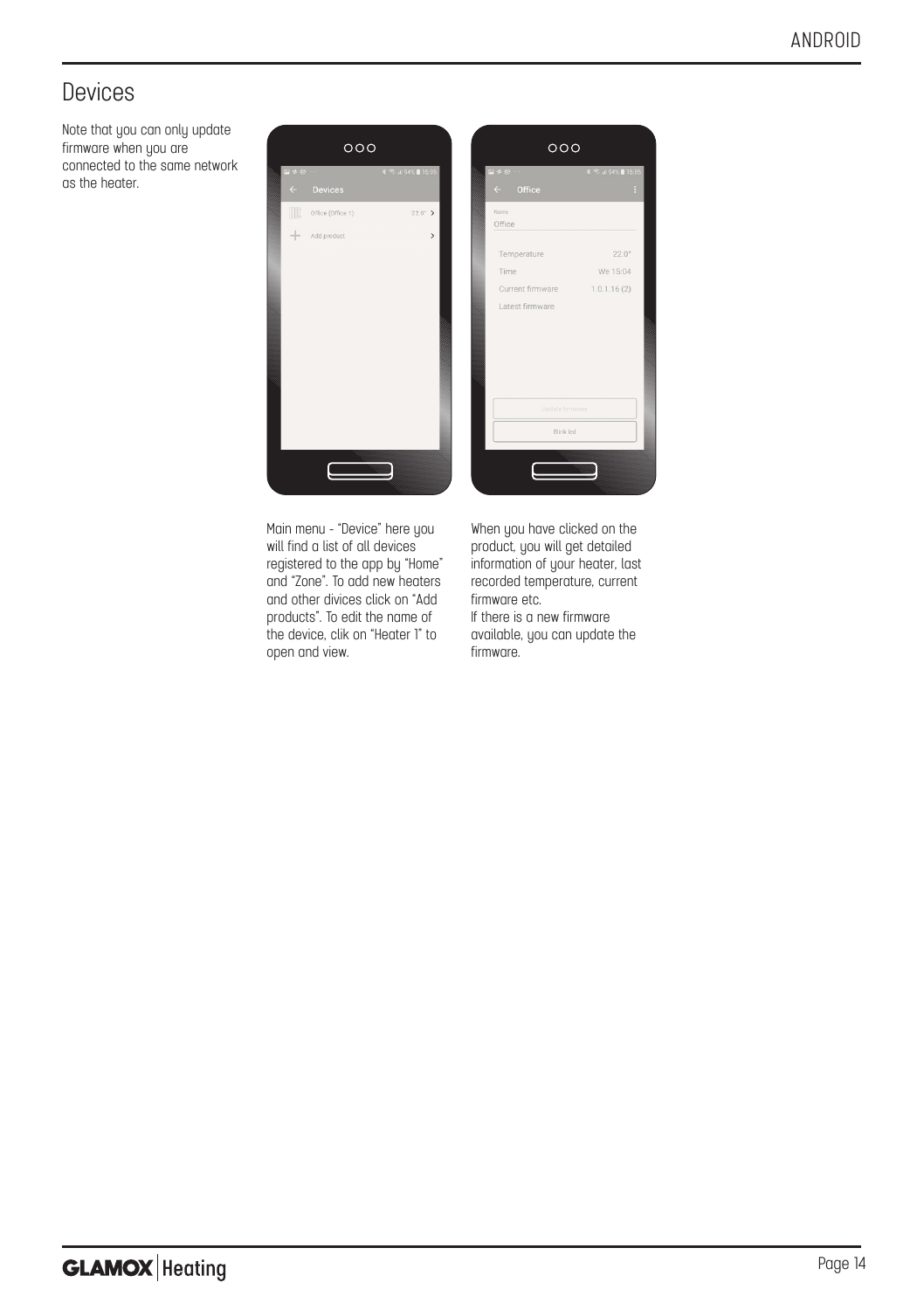## Devices

Note that you can only update firmware when you are connected to the same network as the heater.

Main menu - "Device" here you will find a list of all devices registered to the app by "Home" and "Zone". To add new heaters and other divices click on "Add products". To edit the name of the device, clik on "Heater 1" to open and view.

When you have clicked on the product, you will get detailed information of your heater, last recorded temperature, current firmware etc.
If there is a new firmware available, you can update the firmware.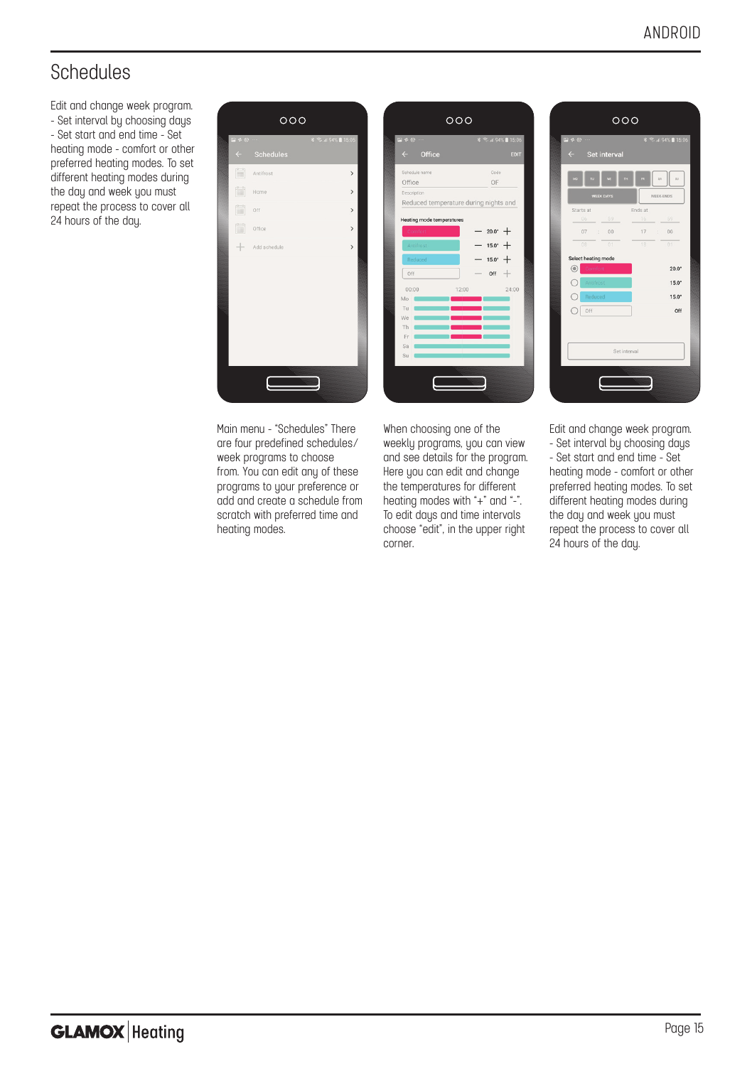# Schedules

Edit and change week program.
- Set interval by choosing days
- Set start and end time - Set heating mode - comfort or other preferred heating modes. To set different heating modes during the day and week you must repeat the process to cover all 24 hours of the day.

Main menu - "Schedules" There are four predefined schedules/ week programs to choose from. You can edit any of these programs to your preference or add and create a schedule from scratch with preferred time and heating modes.

When choosing one of the weekly programs, you can view and see details for the program. Here you can edit and change the temperatures for different heating modes with "+" and "-". To edit days and time intervals choose "edit", in the upper right corner.

Edit and change week program.
- Set interval by choosing days
- Set start and end time - Set heating mode - comfort or other preferred heating modes. To set different heating modes during the day and week you must repeat the process to cover all 24 hours of the day.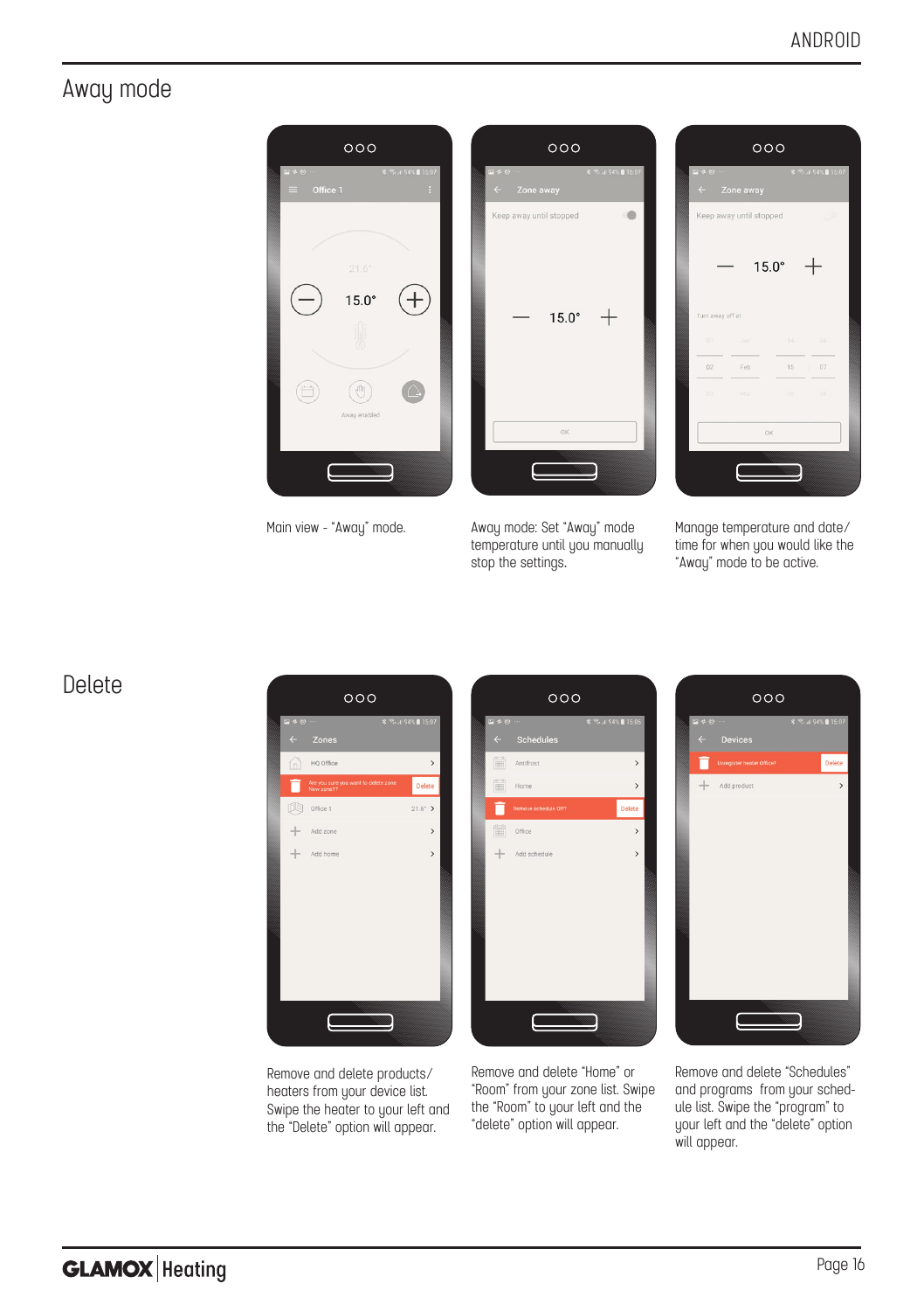# Away mode

Main view - "Away" mode.

Away mode: Set "Away" mode temperature until you manually stop the settings.

Manage temperature and date/ time for when you would like the "Away" mode to be active.

# Delete

Remove and delete products/ heaters from your device list. Swipe the heater to your left and the "Delete" option will appear.

Remove and delete "Home" or "Room" from your zone list. Swipe the "Room" to your left and the "delete" option will appear.

Remove and delete "Schedules" and programs from your schedule list. Swipe the "program" to your left and the "delete" option will appear.